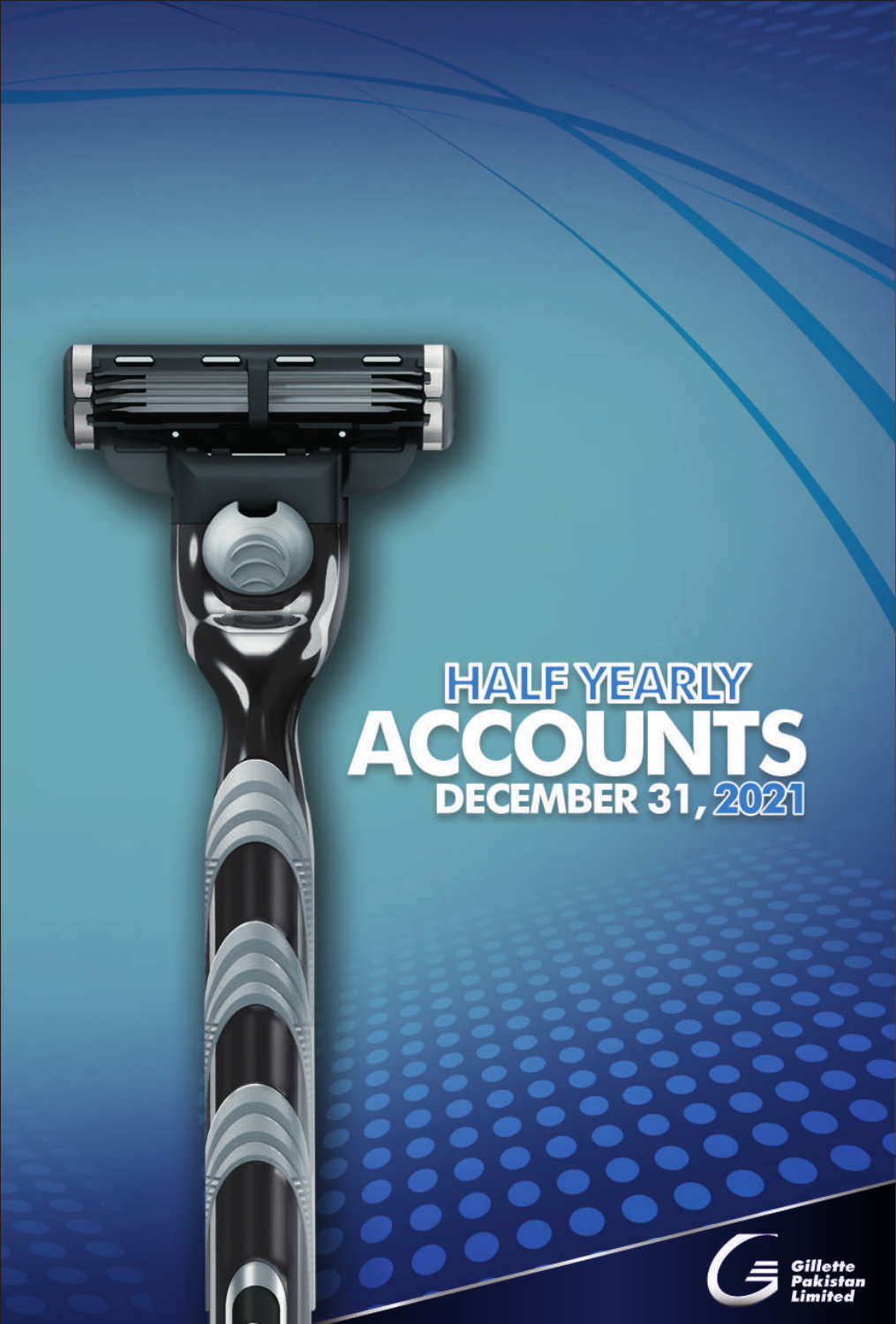# HALF YEARLY ACCOUNTS

## DECEMBER 31, 2021

Gillette Pakistan Limited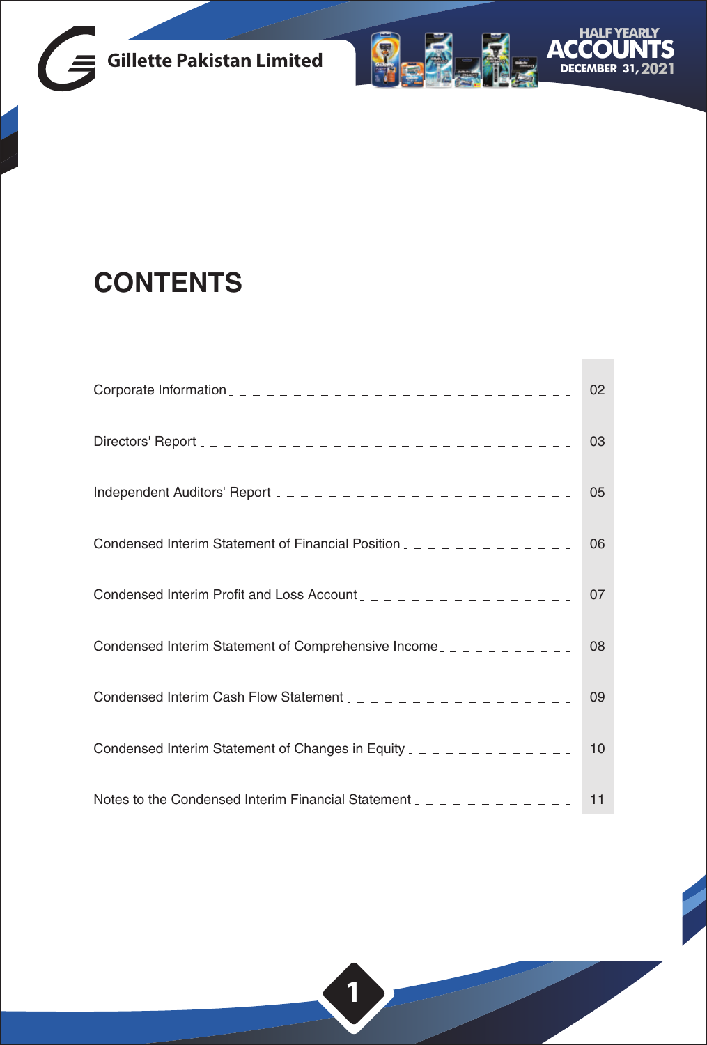# CONTENTS

| | |
|---|---|
| Corporate Information | 02 |
| Directors' Report | 03 |
| Independent Auditors' Report | 05 |
| Condensed Interim Statement of Financial Position | 06 |
| Condensed Interim Profit and Loss Account | 07 |
| Condensed Interim Statement of Comprehensive Income | 08 |
| Condensed Interim Cash Flow Statement | 09 |
| Condensed Interim Statement of Changes in Equity | 10 |
| Notes to the Condensed Interim Financial Statement | 11 |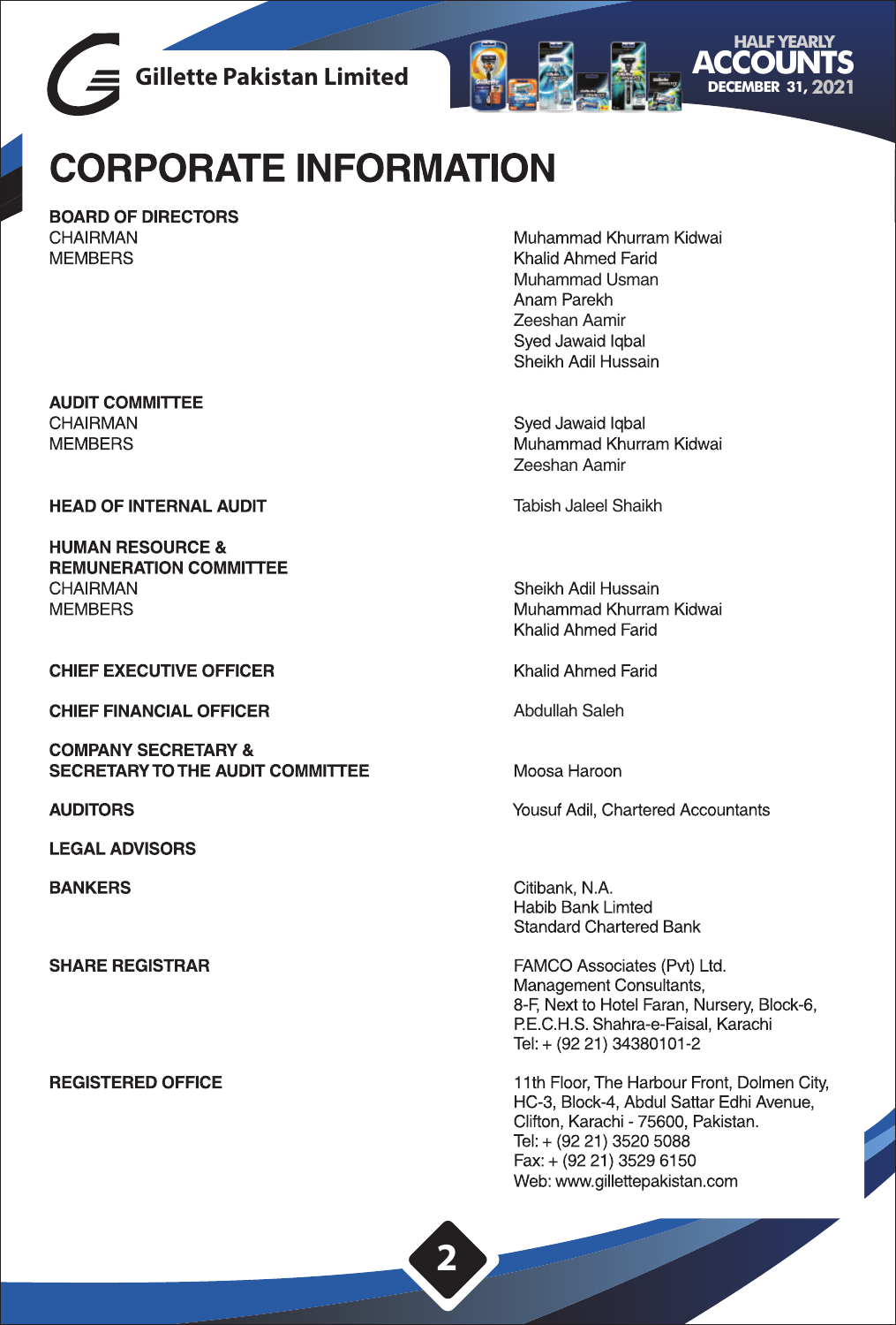# CORPORATE INFORMATION

| | |
|---|---|
| **BOARD OF DIRECTORS** | |
| CHAIRMAN | Muhammad Khurram Kidwai |
| MEMBERS | Khalid Ahmed Farid |
| | Muhammad Usman |
| | Anam Parekh |
| | Zeeshan Aamir |
| | Syed Jawaid Iqbal |
| | Sheikh Adil Hussain |
| **AUDIT COMMITTEE** | |
| CHAIRMAN | Syed Jawaid Iqbal |
| MEMBERS | Muhammad Khurram Kidwai |
| | Zeeshan Aamir |
| **HEAD OF INTERNAL AUDIT** | Tabish Jaleel Shaikh |
| **HUMAN RESOURCE & REMUNERATION COMMITTEE** | |
| CHAIRMAN | Sheikh Adil Hussain |
| MEMBERS | Muhammad Khurram Kidwai |
| | Khalid Ahmed Farid |
| **CHIEF EXECUTIVE OFFICER** | Khalid Ahmed Farid |
| **CHIEF FINANCIAL OFFICER** | Abdullah Saleh |
| **COMPANY SECRETARY & SECRETARY TO THE AUDIT COMMITTEE** | Moosa Haroon |
| **AUDITORS** | Yousuf Adil, Chartered Accountants |
| **LEGAL ADVISORS** | |
| **BANKERS** | Citibank, N.A.<br>Habib Bank Limted<br>Standard Chartered Bank |
| **SHARE REGISTRAR** | FAMCO Associates (Pvt) Ltd.<br>Management Consultants,<br>8-F, Next to Hotel Faran, Nursery, Block-6,<br>P.E.C.H.S. Shahra-e-Faisal, Karachi<br>Tel: + (92 21) 34380101-2 |
| **REGISTERED OFFICE** | 11th Floor, The Harbour Front, Dolmen City,<br>HC-3, Block-4, Abdul Sattar Edhi Avenue,<br>Clifton, Karachi - 75600, Pakistan.<br>Tel: + (92 21) 3520 5088<br>Fax: + (92 21) 3529 6150<br>Web: www.gillettepakistan.com |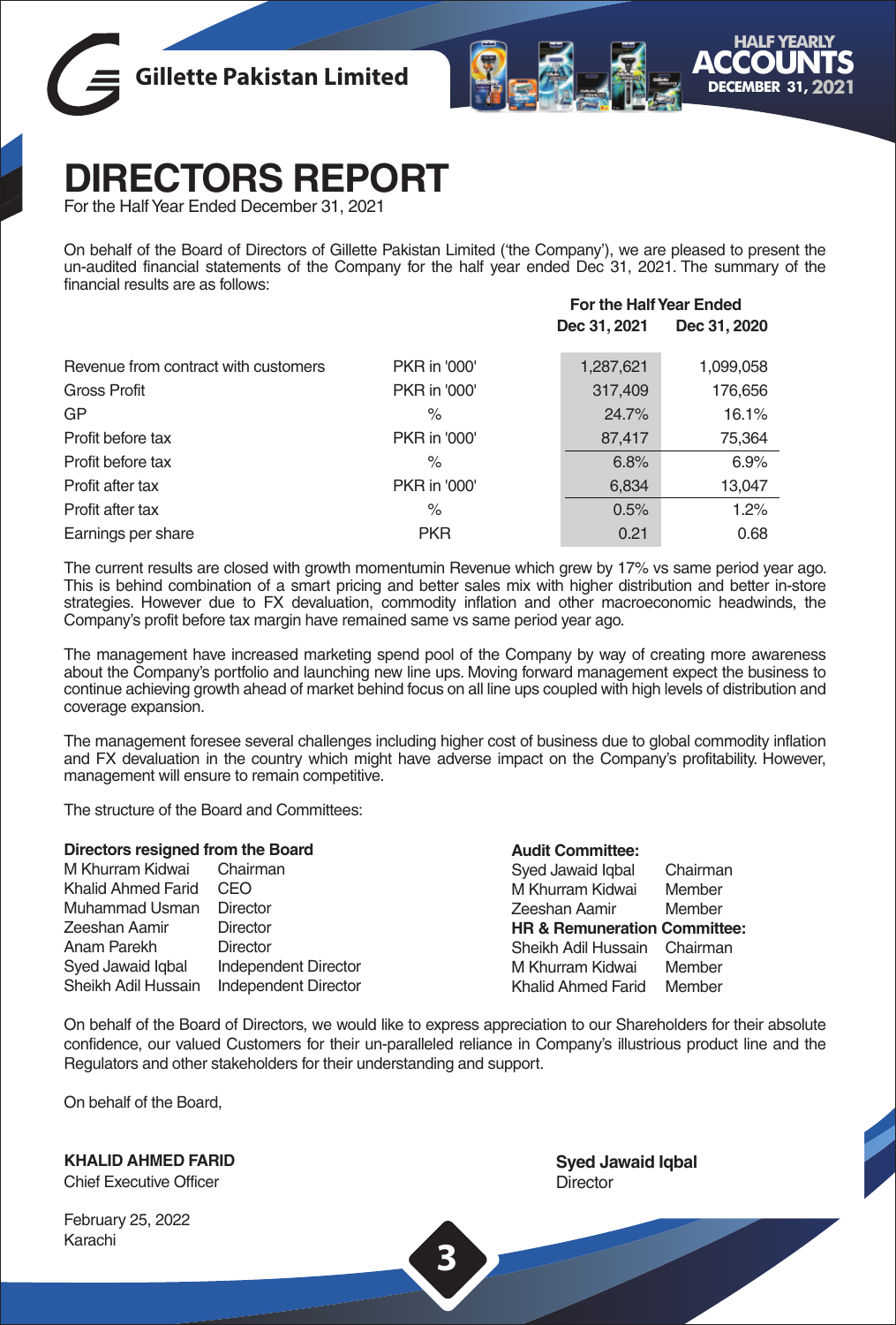# DIRECTORS REPORT

For the Half Year Ended December 31, 2021

On behalf of the Board of Directors of Gillette Pakistan Limited ('the Company'), we are pleased to present the un-audited financial statements of the Company for the half year ended Dec 31, 2021. The summary of the financial results are as follows:

| | | For the Half Year Ended | |
|---|---|---|---|
| | | Dec 31, 2021 | Dec 31, 2020 |
| Revenue from contract with customers | PKR in '000' | 1,287,621 | 1,099,058 |
| Gross Profit | PKR in '000' | 317,409 | 176,656 |
| GP | % | 24.7% | 16.1% |
| Profit before tax | PKR in '000' | 87,417 | 75,364 |
| Profit before tax | % | 6.8% | 6.9% |
| Profit after tax | PKR in '000' | 6,834 | 13,047 |
| Profit after tax | % | 0.5% | 1.2% |
| Earnings per share | PKR | 0.21 | 0.68 |

The current results are closed with growth momentumin Revenue which grew by 17% vs same period year ago. This is behind combination of a smart pricing and better sales mix with higher distribution and better in-store strategies. However due to FX devaluation, commodity inflation and other macroeconomic headwinds, the Company's profit before tax margin have remained same vs same period year ago.

The management have increased marketing spend pool of the Company by way of creating more awareness about the Company's portfolio and launching new line ups. Moving forward management expect the business to continue achieving growth ahead of market behind focus on all line ups coupled with high levels of distribution and coverage expansion.

The management foresee several challenges including higher cost of business due to global commodity inflation and FX devaluation in the country which might have adverse impact on the Company's profitability. However, management will ensure to remain competitive.

The structure of the Board and Committees:

**Directors resigned from the Board**

| | |
|---|---|
| M Khurram Kidwai | Chairman |
| Khalid Ahmed Farid | CEO |
| Muhammad Usman | Director |
| Zeeshan Aamir | Director |
| Anam Parekh | Director |
| Syed Jawaid Iqbal | Independent Director |
| Sheikh Adil Hussain | Independent Director |

**Audit Committee:**

| | |
|---|---|
| Syed Jawaid Iqbal | Chairman |
| M Khurram Kidwai | Member |
| Zeeshan Aamir | Member |

**HR & Remuneration Committee:**

| | |
|---|---|
| Sheikh Adil Hussain | Chairman |
| M Khurram Kidwai | Member |
| Khalid Ahmed Farid | Member |

On behalf of the Board of Directors, we would like to express appreciation to our Shareholders for their absolute confidence, our valued Customers for their un-paralleled reliance in Company's illustrious product line and the Regulators and other stakeholders for their understanding and support.

On behalf of the Board,

**KHALID AHMED FARID**
Chief Executive Officer

**Syed Jawaid Iqbal**
Director

February 25, 2022
Karachi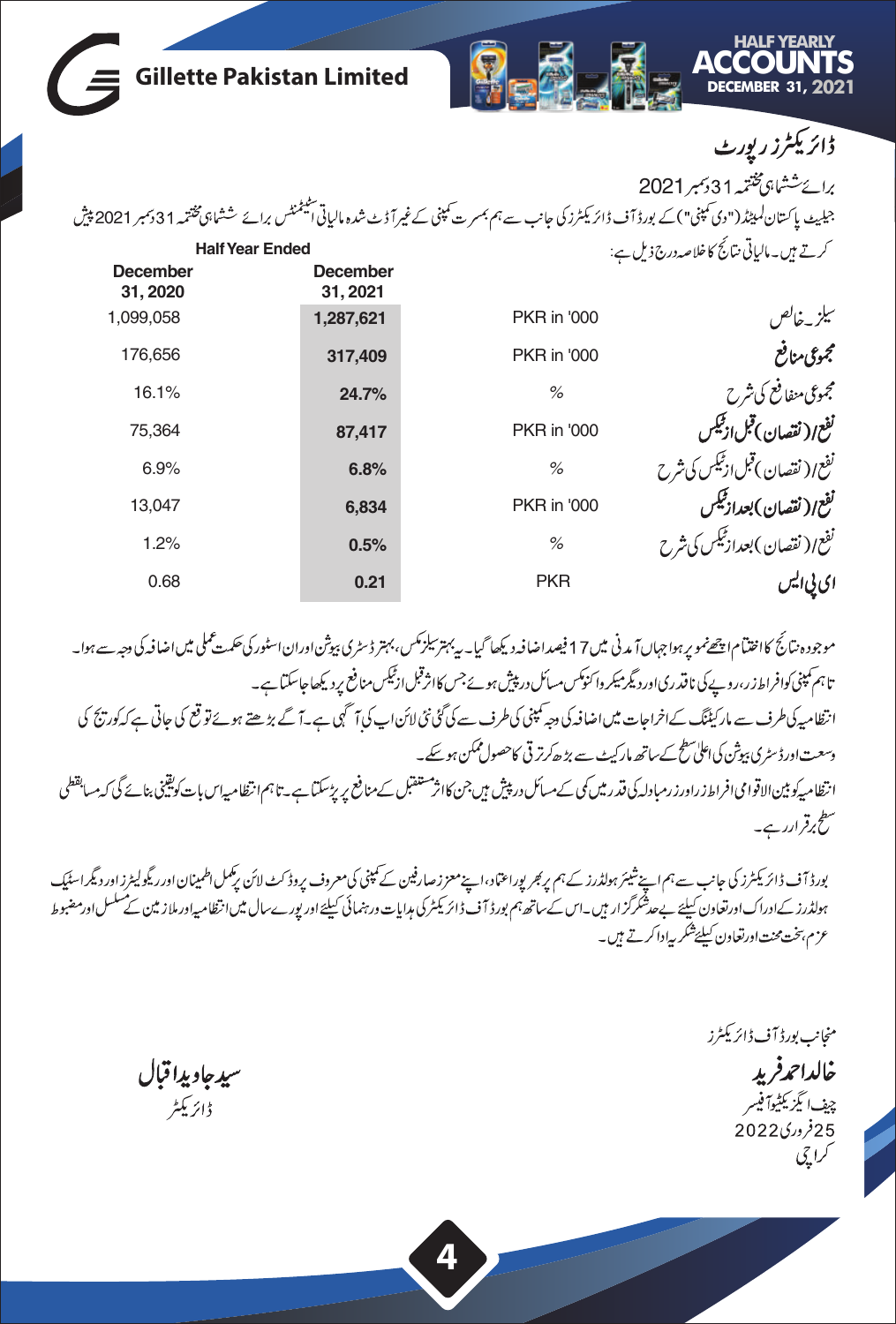# ڈائریکٹرز رپورٹ

برائے ششماہی مختتمہ 31 دسمبر 2021

جلیٹ پاکستان لمیٹڈ ("دی کمپنی") کے بورڈ آف ڈائریکٹرز کی جانب سے ہم بمسرت کمپنی کے غیر آڈٹ شدہ مالیاتی اسٹیٹمنٹس برائے ششماہی مختتمہ 31 دسمبر 2021 پیش کرتے ہیں۔ مالیاتی نتائج کا خلاصہ درج ذیل ہے:

| Half Year Ended December 31, 2020 | Half Year Ended December 31, 2021 | | |
|---|---|---|---|
| 1,099,058 | **1,287,621** | PKR in '000 | سیلز ۔ خالص |
| 176,656 | **317,409** | PKR in '000 | **مجموعی منافع** |
| 16.1% | **24.7%** | % | مجموعی منافع کی شرح |
| 75,364 | **87,417** | PKR in '000 | **نفع / (نقصان) قبل از ٹیکس** |
| 6.9% | **6.8%** | % | نفع / (نقصان) قبل از ٹیکس کی شرح |
| 13,047 | **6,834** | PKR in '000 | **نفع / (نقصان) بعد از ٹیکس** |
| 1.2% | **0.5%** | % | نفع / (نقصان) بعد از ٹیکس کی شرح |
| 0.68 | **0.21** | PKR | **ای پی ایس** |

موجودہ نتائج کا اختتام اچھے طور پر ہوا جہاں آمدنی میں 17 فیصد اضافہ دیکھا گیا۔ یہ بہتر سیلز مکس، بہتر ڈسٹری بیوشن اور ان اسٹور کی حکمت عملی میں اضافہ کی وجہ سے ہوا۔ تاہم کمپنی کو افراط زر، روپے کی ناقدری اور دیگر میکرو اکنومکس مسائل درپیش ہوئے جس کا اثر قبل از ٹیکس منافع پر دیکھا جاسکتا ہے۔

انتظامیہ کی طرف سے مارکیٹنگ کے اخراجات میں اضافہ کی وجہ کمپنی کی طرف سے کی گئی نئی لائن اپ کی آ گہی ہے۔ آگے بڑھتے ہوئے توقع کی جاتی ہے کہ کوریج کی وسعت اور ڈسٹری بیوشن کی اعلیٰ سطح کے ساتھ مارکیٹ سے بڑھ کر ترقی کا حصول ممکن ہو سکے۔

انتظامیہ کو بین الاقوامی افراط زر اور زرمبادلہ کی قدر میں کمی کے مسائل درپیش ہیں جن کا اثر مستقبل کے منافع پر پڑ سکتا ہے۔ تاہم انتظامیہ اس بات کو یقینی بنائے گی کہ مسابقتی سطح برقرار رہے۔

بورڈ آف ڈائریکٹرز کی جانب سے ہم اپنے شیئر ہولڈرز کے ہم پر بھر پور اعتماد، اپنے معزز صارفین کے کمپنی کی معروف پروڈکٹ لائن پر مکمل اطمینان اور ریگولیٹرز اور دیگر اسٹیک ہولڈرز کے ادراک اور تعاون کیلئے بے حد شکر گزار ہیں۔ اس کے ساتھ ہم بورڈ آف ڈائریکٹرز کی ہدایات ور ہنمائی کیلئے اور پورے سال میں انتظامیہ اور ملازمین کے مسلسل اور مضبوط عزم، سخت محنت اور تعاون کیلئے شکر یہ ادا کرتے ہیں۔

منجانب بورڈ آف ڈائریکٹرز

**خالد احمد فرید**
چیف ایگزیکٹو آفیسر
25 فروری 2022
کراچی

**سید جاوید اقبال**
ڈائریکٹر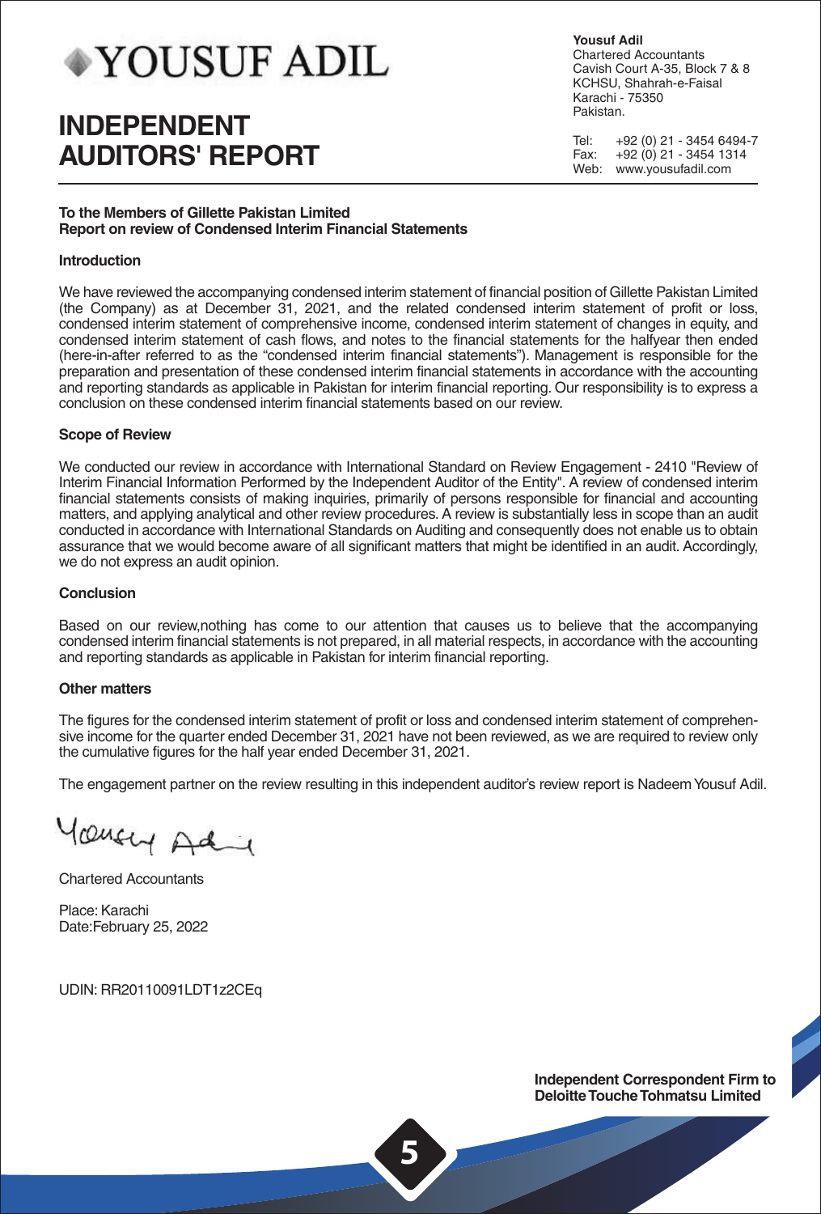YOUSUF ADIL

# INDEPENDENT AUDITORS' REPORT

**Yousuf Adil**
Chartered Accountants
Cavish Court A-35, Block 7 & 8
KCHSU, Shahrah-e-Faisal
Karachi - 75350
Pakistan.

Tel: +92 (0) 21 - 3454 6494-7
Fax: +92 (0) 21 - 3454 1314
Web: www.yousufadil.com

**To the Members of Gillette Pakistan Limited**
**Report on review of Condensed Interim Financial Statements**

**Introduction**

We have reviewed the accompanying condensed interim statement of financial position of Gillette Pakistan Limited (the Company) as at December 31, 2021, and the related condensed interim statement of profit or loss, condensed interim statement of comprehensive income, condensed interim statement of changes in equity, and condensed interim statement of cash flows, and notes to the financial statements for the halfyear then ended (here-in-after referred to as the "condensed interim financial statements"). Management is responsible for the preparation and presentation of these condensed interim financial statements in accordance with the accounting and reporting standards as applicable in Pakistan for interim financial reporting. Our responsibility is to express a conclusion on these condensed interim financial statements based on our review.

**Scope of Review**

We conducted our review in accordance with International Standard on Review Engagement - 2410 "Review of Interim Financial Information Performed by the Independent Auditor of the Entity". A review of condensed interim financial statements consists of making inquiries, primarily of persons responsible for financial and accounting matters, and applying analytical and other review procedures. A review is substantially less in scope than an audit conducted in accordance with International Standards on Auditing and consequently does not enable us to obtain assurance that we would become aware of all significant matters that might be identified in an audit. Accordingly, we do not express an audit opinion.

**Conclusion**

Based on our review,nothing has come to our attention that causes us to believe that the accompanying condensed interim financial statements is not prepared, in all material respects, in accordance with the accounting and reporting standards as applicable in Pakistan for interim financial reporting.

**Other matters**

The figures for the condensed interim statement of profit or loss and condensed interim statement of comprehensive income for the quarter ended December 31, 2021 have not been reviewed, as we are required to review only the cumulative figures for the half year ended December 31, 2021.

The engagement partner on the review resulting in this independent auditor's review report is Nadeem Yousuf Adil.

Yousuf Adil

Chartered Accountants

Place: Karachi
Date:February 25, 2022

UDIN: RR20110091LDT1z2CEq

**Independent Correspondent Firm to Deloitte Touche Tohmatsu Limited**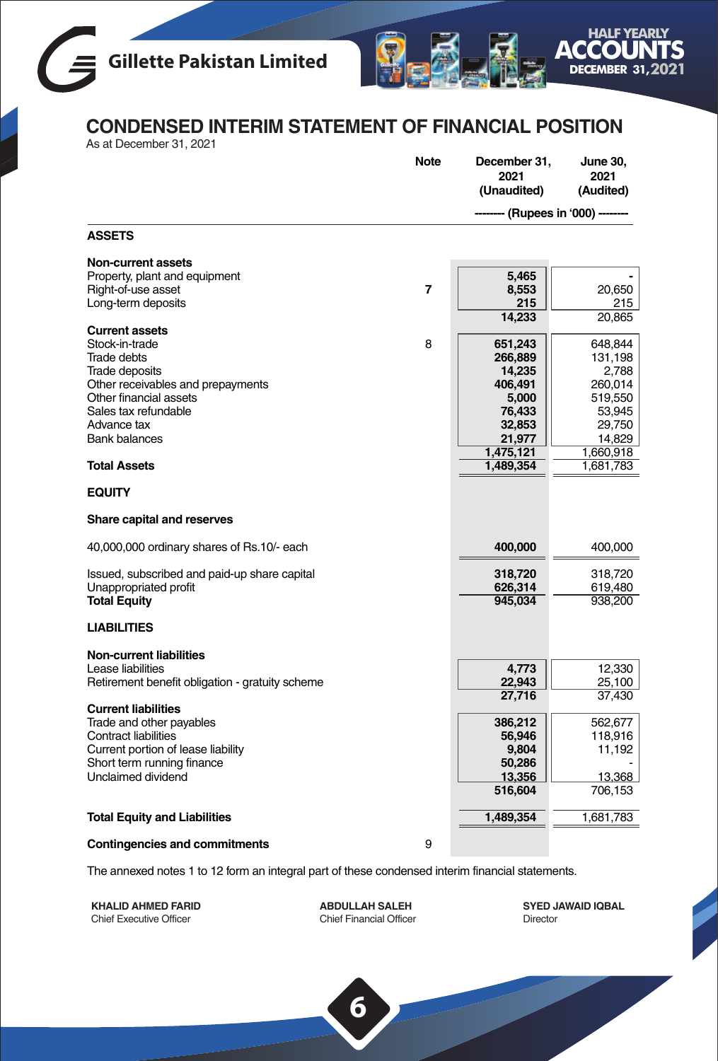# CONDENSED INTERIM STATEMENT OF FINANCIAL POSITION

As at December 31, 2021

| | Note | December 31, 2021 (Unaudited) | June 30, 2021 (Audited) |
|---|---|---|---|
| | | -------- (Rupees in '000) -------- | |
| **ASSETS** | | | |
| **Non-current assets** | | | |
| Property, plant and equipment | | **5,465** | - |
| Right-of-use asset | 7 | **8,553** | 20,650 |
| Long-term deposits | | **215** | 215 |
| | | **14,233** | 20,865 |
| **Current assets** | | | |
| Stock-in-trade | 8 | **651,243** | 648,844 |
| Trade debts | | **266,889** | 131,198 |
| Trade deposits | | **14,235** | 2,788 |
| Other receivables and prepayments | | **406,491** | 260,014 |
| Other financial assets | | **5,000** | 519,550 |
| Sales tax refundable | | **76,433** | 53,945 |
| Advance tax | | **32,853** | 29,750 |
| Bank balances | | **21,977** | 14,829 |
| | | **1,475,121** | 1,660,918 |
| **Total Assets** | | **1,489,354** | 1,681,783 |
| **EQUITY** | | | |
| **Share capital and reserves** | | | |
| 40,000,000 ordinary shares of Rs.10/- each | | **400,000** | 400,000 |
| Issued, subscribed and paid-up share capital | | **318,720** | 318,720 |
| Unappropriated profit | | **626,314** | 619,480 |
| **Total Equity** | | **945,034** | 938,200 |
| **LIABILITIES** | | | |
| **Non-current liabilities** | | | |
| Lease liabilities | | **4,773** | 12,330 |
| Retirement benefit obligation - gratuity scheme | | **22,943** | 25,100 |
| | | **27,716** | 37,430 |
| **Current liabilities** | | | |
| Trade and other payables | | **386,212** | 562,677 |
| Contract liabilities | | **56,946** | 118,916 |
| Current portion of lease liability | | **9,804** | 11,192 |
| Short term running finance | | **50,286** | - |
| Unclaimed dividend | | **13,356** | 13,368 |
| | | **516,604** | 706,153 |
| **Total Equity and Liabilities** | | **1,489,354** | 1,681,783 |
| **Contingencies and commitments** | 9 | | |

The annexed notes 1 to 12 form an integral part of these condensed interim financial statements.

**KHALID AHMED FARID**
Chief Executive Officer

**ABDULLAH SALEH**
Chief Financial Officer

**SYED JAWAID IQBAL**
Director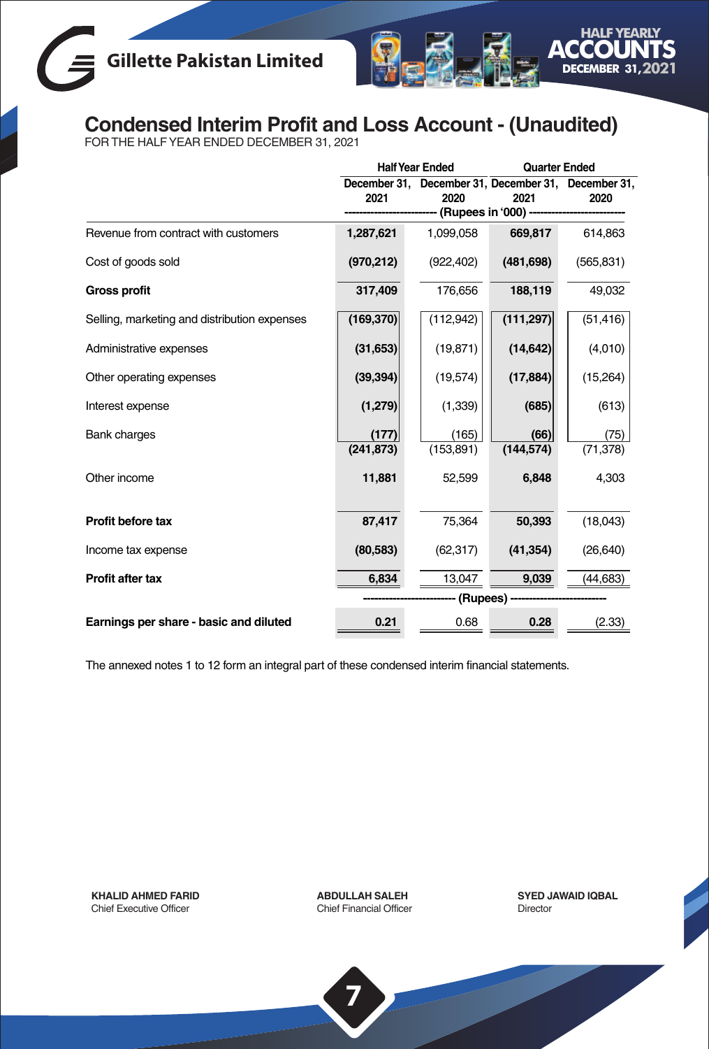# Condensed Interim Profit and Loss Account - (Unaudited)

FOR THE HALF YEAR ENDED DECEMBER 31, 2021

| | Half Year Ended | | Quarter Ended | |
|---|---|---|---|---|
| | December 31, 2021 | December 31, 2020 | December 31, 2021 | December 31, 2020 |
| | (Rupees in '000) | | | |
| Revenue from contract with customers | 1,287,621 | 1,099,058 | 669,817 | 614,863 |
| Cost of goods sold | (970,212) | (922,402) | (481,698) | (565,831) |
| **Gross profit** | 317,409 | 176,656 | 188,119 | 49,032 |
| Selling, marketing and distribution expenses | (169,370) | (112,942) | (111,297) | (51,416) |
| Administrative expenses | (31,653) | (19,871) | (14,642) | (4,010) |
| Other operating expenses | (39,394) | (19,574) | (17,884) | (15,264) |
| Interest expense | (1,279) | (1,339) | (685) | (613) |
| Bank charges | (177) | (165) | (66) | (75) |
| | (241,873) | (153,891) | (144,574) | (71,378) |
| Other income | 11,881 | 52,599 | 6,848 | 4,303 |
| **Profit before tax** | 87,417 | 75,364 | 50,393 | (18,043) |
| Income tax expense | (80,583) | (62,317) | (41,354) | (26,640) |
| **Profit after tax** | 6,834 | 13,047 | 9,039 | (44,683) |
| | (Rupees) | | | |
| **Earnings per share - basic and diluted** | 0.21 | 0.68 | 0.28 | (2.33) |

The annexed notes 1 to 12 form an integral part of these condensed interim financial statements.

**KHALID AHMED FARID**
Chief Executive Officer

**ABDULLAH SALEH**
Chief Financial Officer

**SYED JAWAID IQBAL**
Director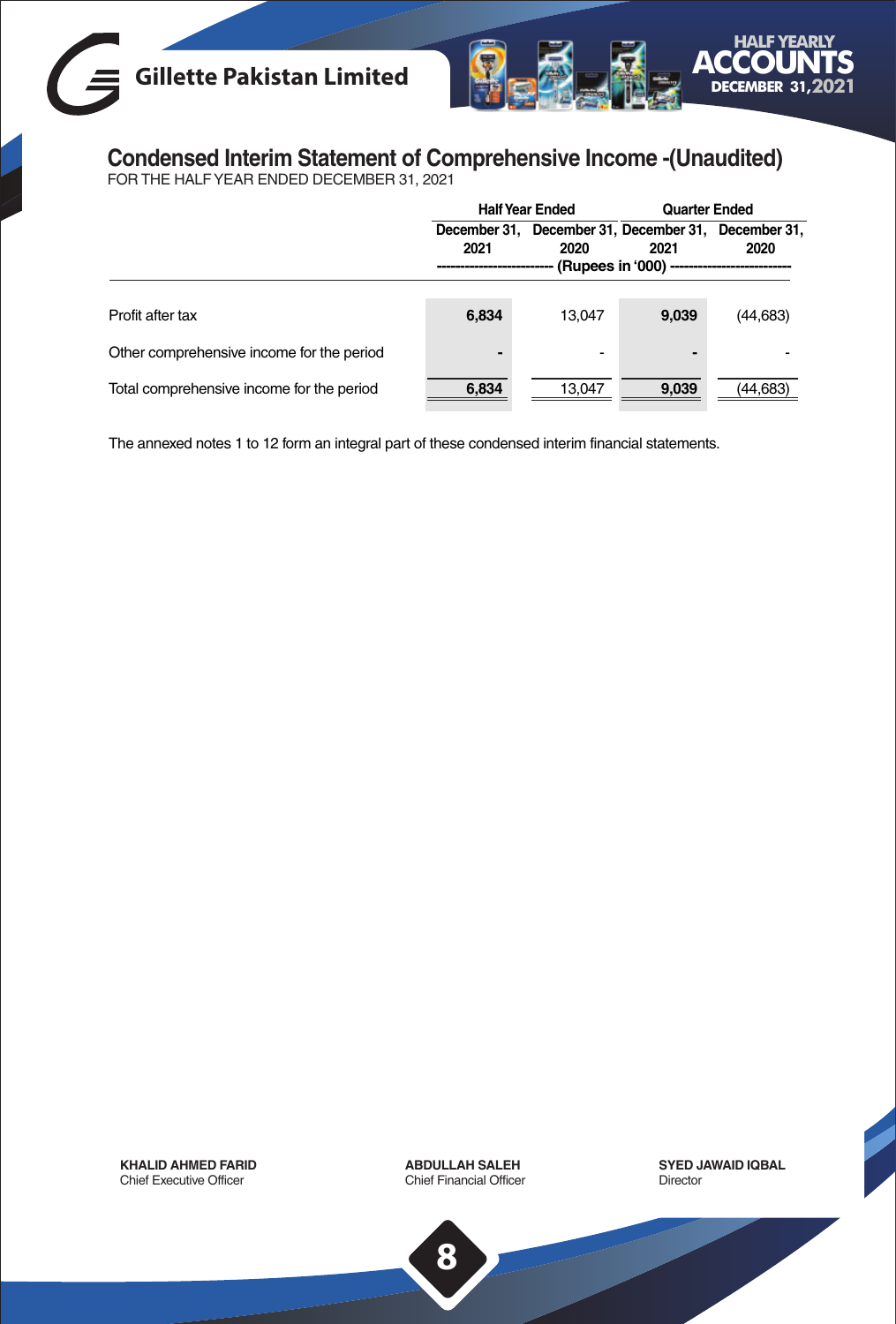# Condensed Interim Statement of Comprehensive Income -(Unaudited)

FOR THE HALF YEAR ENDED DECEMBER 31, 2021

| | Half Year Ended | | Quarter Ended | |
|---|---|---|---|---|
| | December 31, 2021 | December 31, 2020 | December 31, 2021 | December 31, 2020 |
| | ---------- (Rupees in '000) ---------- | | | |
| Profit after tax | **6,834** | 13,047 | **9,039** | (44,683) |
| Other comprehensive income for the period | **-** | - | **-** | - |
| Total comprehensive income for the period | **6,834** | 13,047 | **9,039** | (44,683) |

The annexed notes 1 to 12 form an integral part of these condensed interim financial statements.

**KHALID AHMED FARID**
Chief Executive Officer

**ABDULLAH SALEH**
Chief Financial Officer

**SYED JAWAID IQBAL**
Director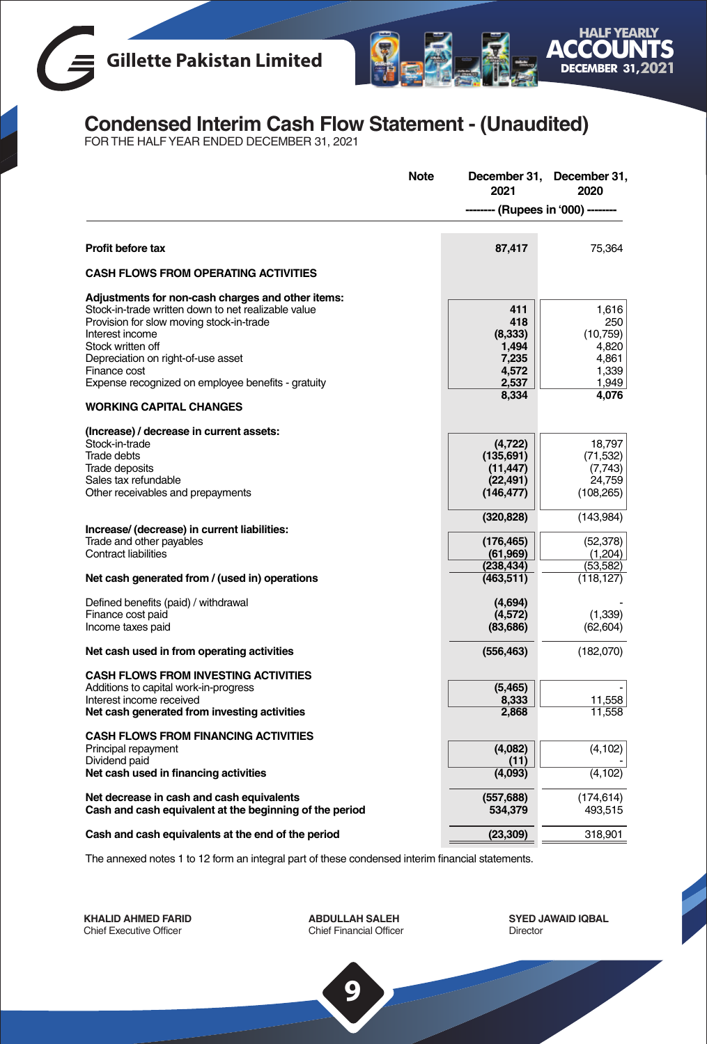# Condensed Interim Cash Flow Statement - (Unaudited)

FOR THE HALF YEAR ENDED DECEMBER 31, 2021

| | Note | December 31, 2021 | December 31, 2020 |
|---|---|---|---|
| | | -------- (Rupees in '000) -------- | |
| **Profit before tax** | | **87,417** | 75,364 |
| **CASH FLOWS FROM OPERATING ACTIVITIES** | | | |
| **Adjustments for non-cash charges and other items:** | | | |
| Stock-in-trade written down to net realizable value | | **411** | 1,616 |
| Provision for slow moving stock-in-trade | | **418** | 250 |
| Interest income | | **(8,333)** | (10,759) |
| Stock written off | | **1,494** | 4,820 |
| Depreciation on right-of-use asset | | **7,235** | 4,861 |
| Finance cost | | **4,572** | 1,339 |
| Expense recognized on employee benefits - gratuity | | **2,537** | 1,949 |
| | | **8,334** | **4,076** |
| **WORKING CAPITAL CHANGES** | | | |
| **(Increase) / decrease in current assets:** | | | |
| Stock-in-trade | | **(4,722)** | 18,797 |
| Trade debts | | **(135,691)** | (71,532) |
| Trade deposits | | **(11,447)** | (7,743) |
| Sales tax refundable | | **(22,491)** | 24,759 |
| Other receivables and prepayments | | **(146,477)** | (108,265) |
| | | **(320,828)** | (143,984) |
| **Increase/ (decrease) in current liabilities:** | | | |
| Trade and other payables | | **(176,465)** | (52,378) |
| Contract liabilities | | **(61,969)** | (1,204) |
| | | **(238,434)** | (53,582) |
| **Net cash generated from / (used in) operations** | | **(463,511)** | (118,127) |
| Defined benefits (paid) / withdrawal | | **(4,694)** | - |
| Finance cost paid | | **(4,572)** | (1,339) |
| Income taxes paid | | **(83,686)** | (62,604) |
| **Net cash used in from operating activities** | | **(556,463)** | (182,070) |
| **CASH FLOWS FROM INVESTING ACTIVITIES** | | | |
| Additions to capital work-in-progress | | **(5,465)** | - |
| Interest income received | | **8,333** | 11,558 |
| **Net cash generated from investing activities** | | **2,868** | 11,558 |
| **CASH FLOWS FROM FINANCING ACTIVITIES** | | | |
| Principal repayment | | **(4,082)** | (4,102) |
| Dividend paid | | **(11)** | - |
| **Net cash used in financing activities** | | **(4,093)** | (4,102) |
| **Net decrease in cash and cash equivalents** | | **(557,688)** | (174,614) |
| **Cash and cash equivalent at the beginning of the period** | | **534,379** | 493,515 |
| **Cash and cash equivalents at the end of the period** | | **(23,309)** | 318,901 |

The annexed notes 1 to 12 form an integral part of these condensed interim financial statements.

**KHALID AHMED FARID**
Chief Executive Officer

**ABDULLAH SALEH**
Chief Financial Officer

**SYED JAWAID IQBAL**
Director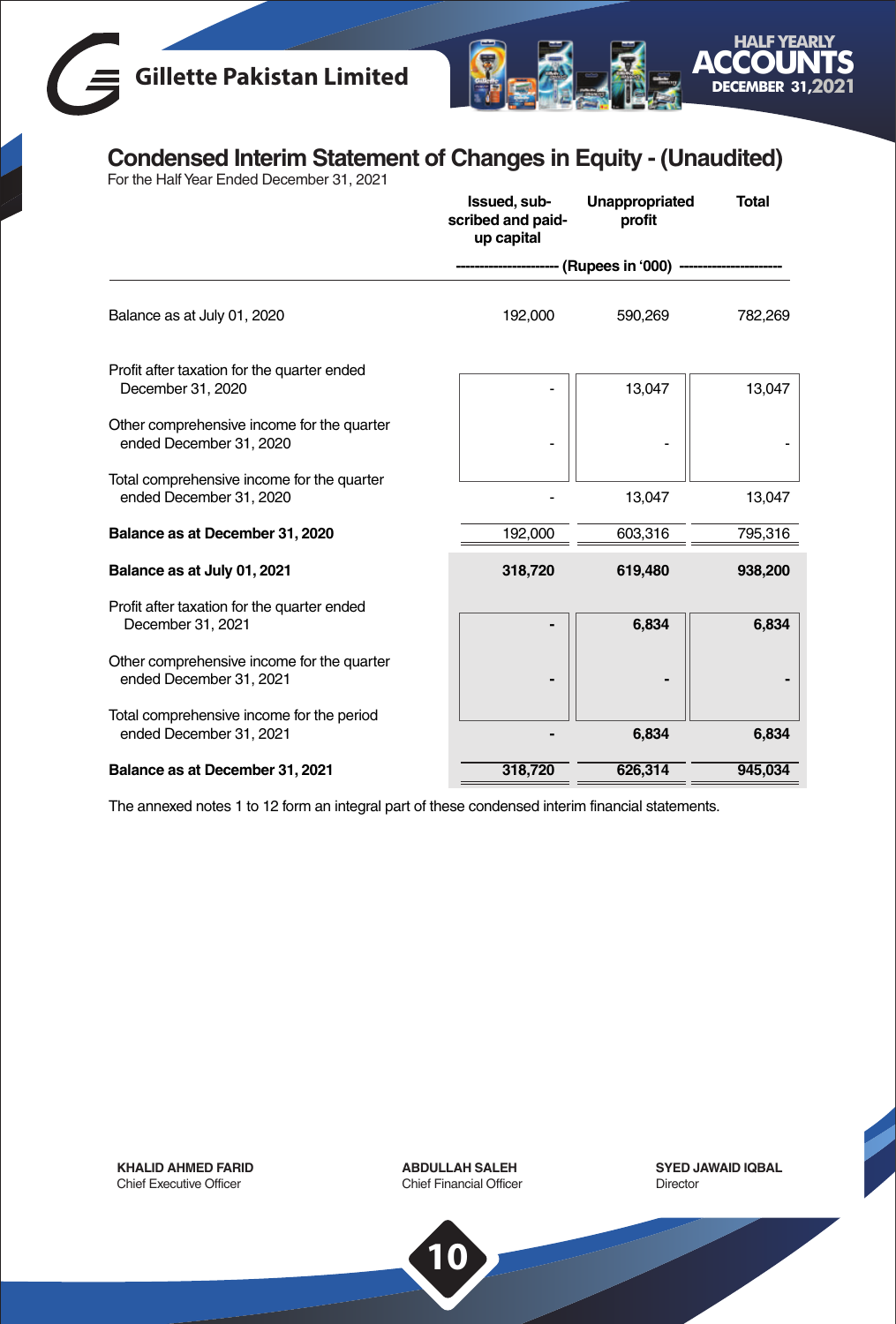# Condensed Interim Statement of Changes in Equity - (Unaudited)

For the Half Year Ended December 31, 2021

| | Issued, sub-scribed and paid-up capital | Unappropriated profit | Total |
|---|---|---|---|
| | ---------------------- (Rupees in '000) | ---------------------- | |
| Balance as at July 01, 2020 | 192,000 | 590,269 | 782,269 |
| Profit after taxation for the quarter ended December 31, 2020 | - | 13,047 | 13,047 |
| Other comprehensive income for the quarter ended December 31, 2020 | - | - | - |
| Total comprehensive income for the quarter ended December 31, 2020 | - | 13,047 | 13,047 |
| **Balance as at December 31, 2020** | 192,000 | 603,316 | 795,316 |
| **Balance as at July 01, 2021** | **318,720** | **619,480** | **938,200** |
| Profit after taxation for the quarter ended December 31, 2021 | **-** | **6,834** | **6,834** |
| Other comprehensive income for the quarter ended December 31, 2021 | **-** | **-** | **-** |
| Total comprehensive income for the period ended December 31, 2021 | **-** | **6,834** | **6,834** |
| **Balance as at December 31, 2021** | **318,720** | **626,314** | **945,034** |

The annexed notes 1 to 12 form an integral part of these condensed interim financial statements.

**KHALID AHMED FARID**
Chief Executive Officer

**ABDULLAH SALEH**
Chief Financial Officer

**SYED JAWAID IQBAL**
Director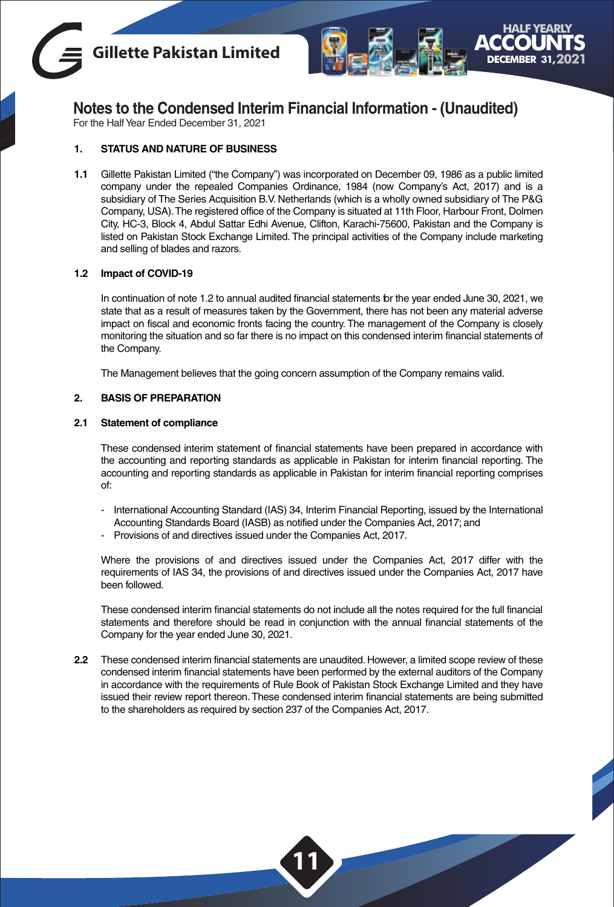# Notes to the Condensed Interim Financial Information - (Unaudited)

For the Half Year Ended December 31, 2021

## 1. STATUS AND NATURE OF BUSINESS

**1.1** Gillette Pakistan Limited ("the Company") was incorporated on December 09, 1986 as a public limited company under the repealed Companies Ordinance, 1984 (now Company's Act, 2017) and is a subsidiary of The Series Acquisition B.V. Netherlands (which is a wholly owned subsidiary of The P&G Company, USA). The registered office of the Company is situated at 11th Floor, Harbour Front, Dolmen City, HC-3, Block 4, Abdul Sattar Edhi Avenue, Clifton, Karachi-75600, Pakistan and the Company is listed on Pakistan Stock Exchange Limited. The principal activities of the Company include marketing and selling of blades and razors.

### 1.2 Impact of COVID-19

In continuation of note 1.2 to annual audited financial statements for the year ended June 30, 2021, we state that as a result of measures taken by the Government, there has not been any material adverse impact on fiscal and economic fronts facing the country. The management of the Company is closely monitoring the situation and so far there is no impact on this condensed interim financial statements of the Company.

The Management believes that the going concern assumption of the Company remains valid.

## 2. BASIS OF PREPARATION

### 2.1 Statement of compliance

These condensed interim statement of financial statements have been prepared in accordance with the accounting and reporting standards as applicable in Pakistan for interim financial reporting. The accounting and reporting standards as applicable in Pakistan for interim financial reporting comprises of:

- International Accounting Standard (IAS) 34, Interim Financial Reporting, issued by the International Accounting Standards Board (IASB) as notified under the Companies Act, 2017; and
- Provisions of and directives issued under the Companies Act, 2017.

Where the provisions of and directives issued under the Companies Act, 2017 differ with the requirements of IAS 34, the provisions of and directives issued under the Companies Act, 2017 have been followed.

These condensed interim financial statements do not include all the notes required for the full financial statements and therefore should be read in conjunction with the annual financial statements of the Company for the year ended June 30, 2021.

**2.2** These condensed interim financial statements are unaudited. However, a limited scope review of these condensed interim financial statements have been performed by the external auditors of the Company in accordance with the requirements of Rule Book of Pakistan Stock Exchange Limited and they have issued their review report thereon. These condensed interim financial statements are being submitted to the shareholders as required by section 237 of the Companies Act, 2017.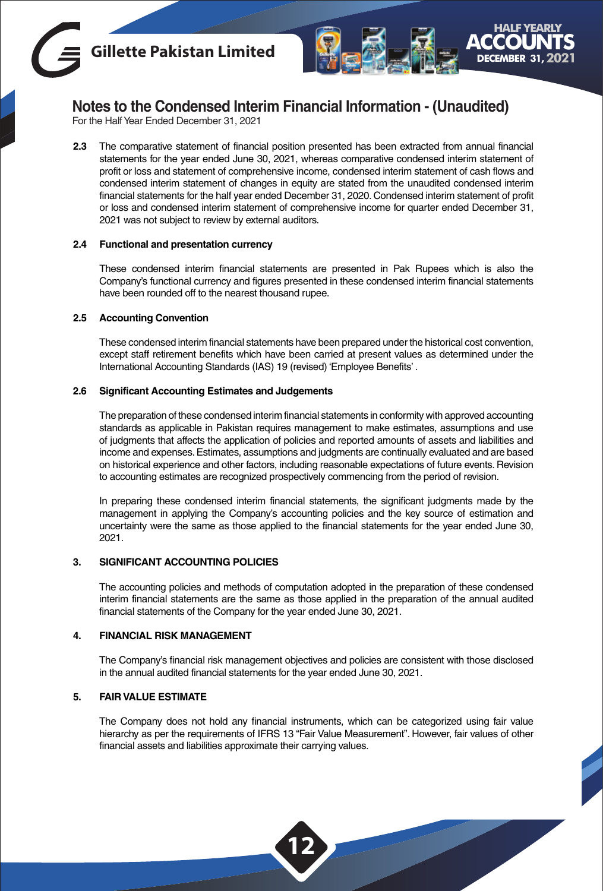# Notes to the Condensed Interim Financial Information - (Unaudited)

For the Half Year Ended December 31, 2021

**2.3** The comparative statement of financial position presented has been extracted from annual financial statements for the year ended June 30, 2021, whereas comparative condensed interim statement of profit or loss and statement of comprehensive income, condensed interim statement of cash flows and condensed interim statement of changes in equity are stated from the unaudited condensed interim financial statements for the half year ended December 31, 2020. Condensed interim statement of profit or loss and condensed interim statement of comprehensive income for quarter ended December 31, 2021 was not subject to review by external auditors.

**2.4 Functional and presentation currency**

These condensed interim financial statements are presented in Pak Rupees which is also the Company's functional currency and figures presented in these condensed interim financial statements have been rounded off to the nearest thousand rupee.

**2.5 Accounting Convention**

These condensed interim financial statements have been prepared under the historical cost convention, except staff retirement benefits which have been carried at present values as determined under the International Accounting Standards (IAS) 19 (revised) 'Employee Benefits'.

**2.6 Significant Accounting Estimates and Judgements**

The preparation of these condensed interim financial statements in conformity with approved accounting standards as applicable in Pakistan requires management to make estimates, assumptions and use of judgments that affects the application of policies and reported amounts of assets and liabilities and income and expenses. Estimates, assumptions and judgments are continually evaluated and are based on historical experience and other factors, including reasonable expectations of future events. Revision to accounting estimates are recognized prospectively commencing from the period of revision.

In preparing these condensed interim financial statements, the significant judgments made by the management in applying the Company's accounting policies and the key source of estimation and uncertainty were the same as those applied to the financial statements for the year ended June 30, 2021.

## 3. SIGNIFICANT ACCOUNTING POLICIES

The accounting policies and methods of computation adopted in the preparation of these condensed interim financial statements are the same as those applied in the preparation of the annual audited financial statements of the Company for the year ended June 30, 2021.

## 4. FINANCIAL RISK MANAGEMENT

The Company's financial risk management objectives and policies are consistent with those disclosed in the annual audited financial statements for the year ended June 30, 2021.

## 5. FAIR VALUE ESTIMATE

The Company does not hold any financial instruments, which can be categorized using fair value hierarchy as per the requirements of IFRS 13 "Fair Value Measurement". However, fair values of other financial assets and liabilities approximate their carrying values.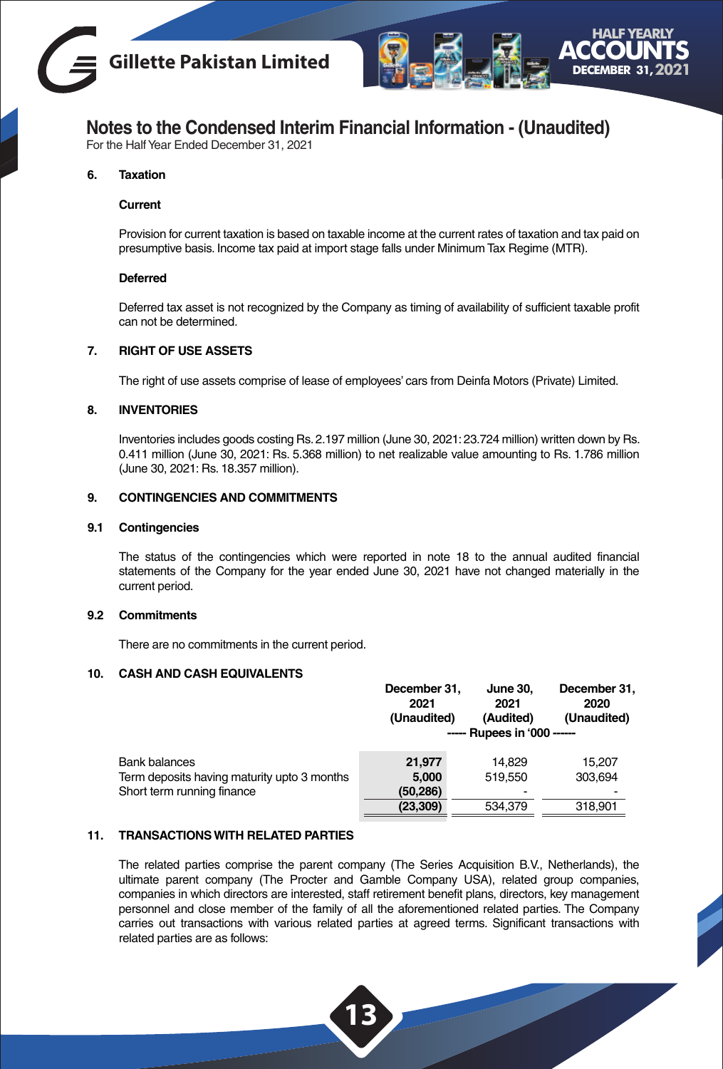# Notes to the Condensed Interim Financial Information - (Unaudited)

For the Half Year Ended December 31, 2021

**6. Taxation**

**Current**

Provision for current taxation is based on taxable income at the current rates of taxation and tax paid on presumptive basis. Income tax paid at import stage falls under Minimum Tax Regime (MTR).

**Deferred**

Deferred tax asset is not recognized by the Company as timing of availability of sufficient taxable profit can not be determined.

**7. RIGHT OF USE ASSETS**

The right of use assets comprise of lease of employees' cars from Deinfa Motors (Private) Limited.

**8. INVENTORIES**

Inventories includes goods costing Rs. 2.197 million (June 30, 2021: 23.724 million) written down by Rs. 0.411 million (June 30, 2021: Rs. 5.368 million) to net realizable value amounting to Rs. 1.786 million (June 30, 2021: Rs. 18.357 million).

**9. CONTINGENCIES AND COMMITMENTS**

**9.1 Contingencies**

The status of the contingencies which were reported in note 18 to the annual audited financial statements of the Company for the year ended June 30, 2021 have not changed materially in the current period.

**9.2 Commitments**

There are no commitments in the current period.

**10. CASH AND CASH EQUIVALENTS**

| | December 31, 2021 (Unaudited) | June 30, 2021 (Audited) | December 31, 2020 (Unaudited) |
|---|---|---|---|
| | ----- Rupees in '000 ------ | | |
| Bank balances | **21,977** | 14,829 | 15,207 |
| Term deposits having maturity upto 3 months | **5,000** | 519,550 | 303,694 |
| Short term running finance | **(50,286)** | - | - |
| | **(23,309)** | 534,379 | 318,901 |

**11. TRANSACTIONS WITH RELATED PARTIES**

The related parties comprise the parent company (The Series Acquisition B.V., Netherlands), the ultimate parent company (The Procter and Gamble Company USA), related group companies, companies in which directors are interested, staff retirement benefit plans, directors, key management personnel and close member of the family of all the aforementioned related parties. The Company carries out transactions with various related parties at agreed terms. Significant transactions with related parties are as follows: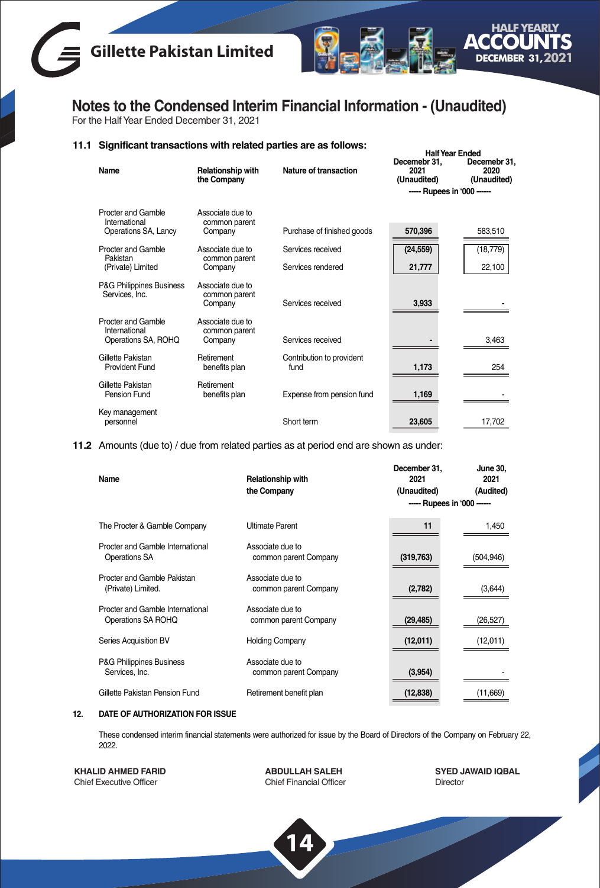## Notes to the Condensed Interim Financial Information - (Unaudited)

For the Half Year Ended December 31, 2021

**11.1 Significant transactions with related parties are as follows:**

| Name | Relationship with the Company | Nature of transaction | Half Year Ended Decemebr 31, 2021 (Unaudited) | Decemebr 31, 2020 (Unaudited) |
|---|---|---|---|---|
| | | | ----- Rupees in '000 ------ | |
| Procter and Gamble International Operations SA, Lancy | Associate due to common parent Company | Purchase of finished goods | 570,396 | 583,510 |
| Procter and Gamble Pakistan (Private) Limited | Associate due to common parent Company | Services received | (24,559) | (18,779) |
| | | Services rendered | 21,777 | 22,100 |
| P&G Philippines Business Services, Inc. | Associate due to common parent Company | Services received | 3,933 | - |
| Procter and Gamble International Operations SA, ROHQ | Associate due to common parent Company | Services received | - | 3,463 |
| Gillette Pakistan Provident Fund | Retirement benefits plan | Contribution to provident fund | 1,173 | 254 |
| Gillette Pakistan Pension Fund | Retirement benefits plan | Expense from pension fund | 1,169 | - |
| Key management personnel | | Short term | 23,605 | 17,702 |

**11.2** Amounts (due to) / due from related parties as at period end are shown as under:

| Name | Relationship with the Company | December 31, 2021 (Unaudited) | June 30, 2021 (Audited) |
|---|---|---|---|
| | | ----- Rupees in '000 ------ | |
| The Procter & Gamble Company | Ultimate Parent | 11 | 1,450 |
| Procter and Gamble International Operations SA | Associate due to common parent Company | (319,763) | (504,946) |
| Procter and Gamble Pakistan (Private) Limited. | Associate due to common parent Company | (2,782) | (3,644) |
| Procter and Gamble International Operations SA ROHQ | Associate due to common parent Company | (29,485) | (26,527) |
| Series Acquisition BV | Holding Company | (12,011) | (12,011) |
| P&G Philippines Business Services, Inc. | Associate due to common parent Company | (3,954) | - |
| Gillette Pakistan Pension Fund | Retirement benefit plan | (12,838) | (11,669) |

**12. DATE OF AUTHORIZATION FOR ISSUE**

These condensed interim financial statements were authorized for issue by the Board of Directors of the Company on February 22, 2022.

**KHALID AHMED FARID**
Chief Executive Officer

**ABDULLAH SALEH**
Chief Financial Officer

**SYED JAWAID IQBAL**
Director